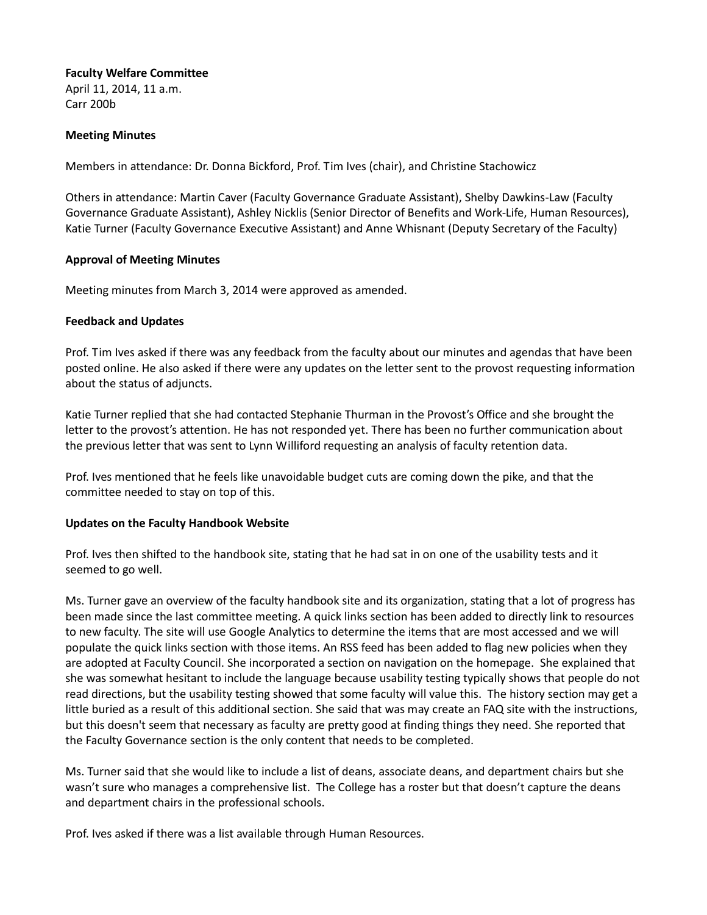**Faculty Welfare Committee**
April 11, 2014, 11 a.m.
Carr 200b

**Meeting Minutes**

Members in attendance: Dr. Donna Bickford, Prof. Tim Ives (chair), and Christine Stachowicz

Others in attendance: Martin Caver (Faculty Governance Graduate Assistant), Shelby Dawkins-Law (Faculty Governance Graduate Assistant), Ashley Nicklis (Senior Director of Benefits and Work-Life, Human Resources), Katie Turner (Faculty Governance Executive Assistant) and Anne Whisnant (Deputy Secretary of the Faculty)

**Approval of Meeting Minutes**

Meeting minutes from March 3, 2014 were approved as amended.

**Feedback and Updates**

Prof. Tim Ives asked if there was any feedback from the faculty about our minutes and agendas that have been posted online. He also asked if there were any updates on the letter sent to the provost requesting information about the status of adjuncts.

Katie Turner replied that she had contacted Stephanie Thurman in the Provost's Office and she brought the letter to the provost's attention. He has not responded yet. There has been no further communication about the previous letter that was sent to Lynn Williford requesting an analysis of faculty retention data.

Prof. Ives mentioned that he feels like unavoidable budget cuts are coming down the pike, and that the committee needed to stay on top of this.

**Updates on the Faculty Handbook Website**

Prof. Ives then shifted to the handbook site, stating that he had sat in on one of the usability tests and it seemed to go well.

Ms. Turner gave an overview of the faculty handbook site and its organization, stating that a lot of progress has been made since the last committee meeting. A quick links section has been added to directly link to resources to new faculty. The site will use Google Analytics to determine the items that are most accessed and we will populate the quick links section with those items. An RSS feed has been added to flag new policies when they are adopted at Faculty Council. She incorporated a section on navigation on the homepage. She explained that she was somewhat hesitant to include the language because usability testing typically shows that people do not read directions, but the usability testing showed that some faculty will value this. The history section may get a little buried as a result of this additional section. She said that was may create an FAQ site with the instructions, but this doesn't seem that necessary as faculty are pretty good at finding things they need. She reported that the Faculty Governance section is the only content that needs to be completed.

Ms. Turner said that she would like to include a list of deans, associate deans, and department chairs but she wasn't sure who manages a comprehensive list. The College has a roster but that doesn't capture the deans and department chairs in the professional schools.

Prof. Ives asked if there was a list available through Human Resources.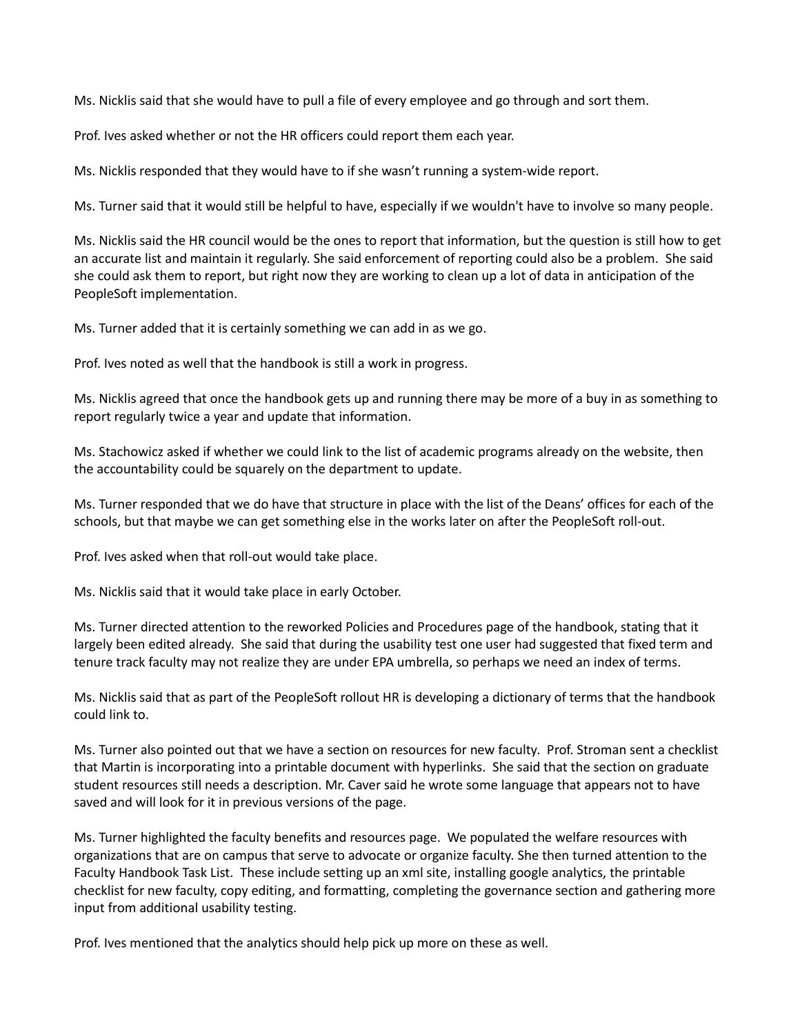Ms. Nicklis said that she would have to pull a file of every employee and go through and sort them.

Prof. Ives asked whether or not the HR officers could report them each year.

Ms. Nicklis responded that they would have to if she wasn't running a system-wide report.

Ms. Turner said that it would still be helpful to have, especially if we wouldn't have to involve so many people.

Ms. Nicklis said the HR council would be the ones to report that information, but the question is still how to get an accurate list and maintain it regularly. She said enforcement of reporting could also be a problem. She said she could ask them to report, but right now they are working to clean up a lot of data in anticipation of the PeopleSoft implementation.

Ms. Turner added that it is certainly something we can add in as we go.

Prof. Ives noted as well that the handbook is still a work in progress.

Ms. Nicklis agreed that once the handbook gets up and running there may be more of a buy in as something to report regularly twice a year and update that information.

Ms. Stachowicz asked if whether we could link to the list of academic programs already on the website, then the accountability could be squarely on the department to update.

Ms. Turner responded that we do have that structure in place with the list of the Deans' offices for each of the schools, but that maybe we can get something else in the works later on after the PeopleSoft roll-out.

Prof. Ives asked when that roll-out would take place.

Ms. Nicklis said that it would take place in early October.

Ms. Turner directed attention to the reworked Policies and Procedures page of the handbook, stating that it largely been edited already. She said that during the usability test one user had suggested that fixed term and tenure track faculty may not realize they are under EPA umbrella, so perhaps we need an index of terms.

Ms. Nicklis said that as part of the PeopleSoft rollout HR is developing a dictionary of terms that the handbook could link to.

Ms. Turner also pointed out that we have a section on resources for new faculty. Prof. Stroman sent a checklist that Martin is incorporating into a printable document with hyperlinks. She said that the section on graduate student resources still needs a description. Mr. Caver said he wrote some language that appears not to have saved and will look for it in previous versions of the page.

Ms. Turner highlighted the faculty benefits and resources page. We populated the welfare resources with organizations that are on campus that serve to advocate or organize faculty. She then turned attention to the Faculty Handbook Task List. These include setting up an xml site, installing google analytics, the printable checklist for new faculty, copy editing, and formatting, completing the governance section and gathering more input from additional usability testing.

Prof. Ives mentioned that the analytics should help pick up more on these as well.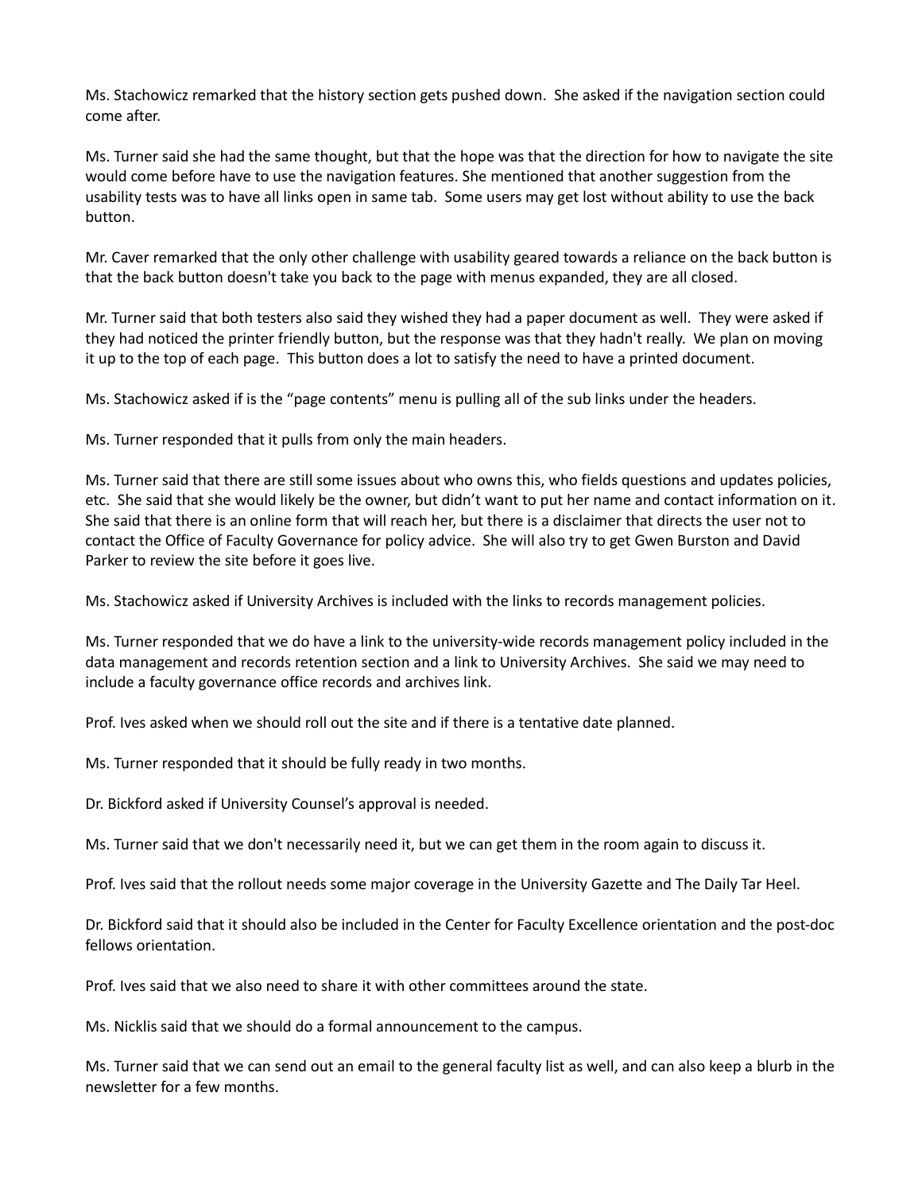Ms. Stachowicz remarked that the history section gets pushed down. She asked if the navigation section could come after.

Ms. Turner said she had the same thought, but that the hope was that the direction for how to navigate the site would come before have to use the navigation features. She mentioned that another suggestion from the usability tests was to have all links open in same tab. Some users may get lost without ability to use the back button.

Mr. Caver remarked that the only other challenge with usability geared towards a reliance on the back button is that the back button doesn't take you back to the page with menus expanded, they are all closed.

Mr. Turner said that both testers also said they wished they had a paper document as well. They were asked if they had noticed the printer friendly button, but the response was that they hadn't really. We plan on moving it up to the top of each page. This button does a lot to satisfy the need to have a printed document.

Ms. Stachowicz asked if is the "page contents" menu is pulling all of the sub links under the headers.

Ms. Turner responded that it pulls from only the main headers.

Ms. Turner said that there are still some issues about who owns this, who fields questions and updates policies, etc. She said that she would likely be the owner, but didn't want to put her name and contact information on it. She said that there is an online form that will reach her, but there is a disclaimer that directs the user not to contact the Office of Faculty Governance for policy advice. She will also try to get Gwen Burston and David Parker to review the site before it goes live.

Ms. Stachowicz asked if University Archives is included with the links to records management policies.

Ms. Turner responded that we do have a link to the university-wide records management policy included in the data management and records retention section and a link to University Archives. She said we may need to include a faculty governance office records and archives link.

Prof. Ives asked when we should roll out the site and if there is a tentative date planned.

Ms. Turner responded that it should be fully ready in two months.

Dr. Bickford asked if University Counsel's approval is needed.

Ms. Turner said that we don't necessarily need it, but we can get them in the room again to discuss it.

Prof. Ives said that the rollout needs some major coverage in the University Gazette and The Daily Tar Heel.

Dr. Bickford said that it should also be included in the Center for Faculty Excellence orientation and the post-doc fellows orientation.

Prof. Ives said that we also need to share it with other committees around the state.

Ms. Nicklis said that we should do a formal announcement to the campus.

Ms. Turner said that we can send out an email to the general faculty list as well, and can also keep a blurb in the newsletter for a few months.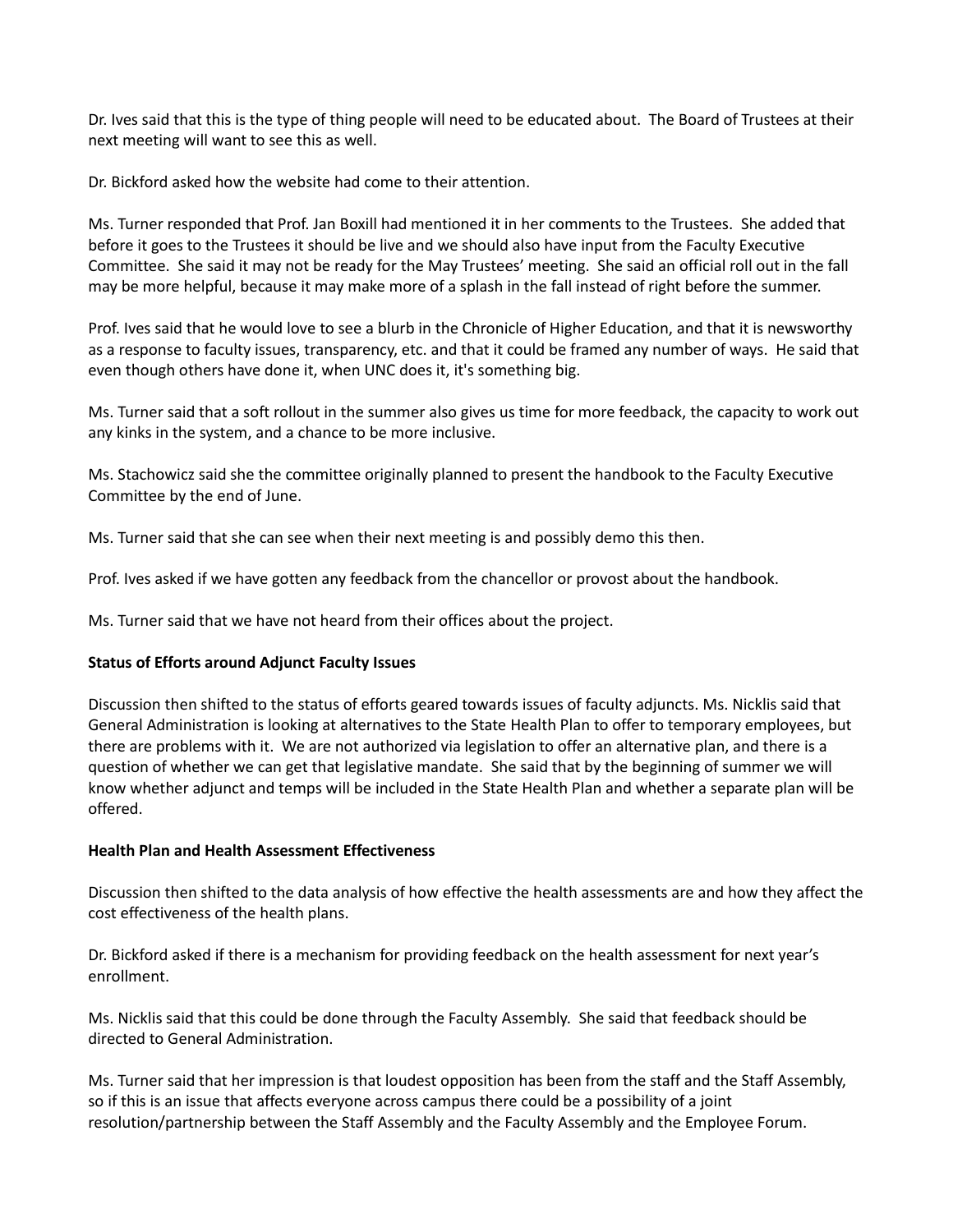Dr. Ives said that this is the type of thing people will need to be educated about. The Board of Trustees at their next meeting will want to see this as well.

Dr. Bickford asked how the website had come to their attention.

Ms. Turner responded that Prof. Jan Boxill had mentioned it in her comments to the Trustees. She added that before it goes to the Trustees it should be live and we should also have input from the Faculty Executive Committee. She said it may not be ready for the May Trustees' meeting. She said an official roll out in the fall may be more helpful, because it may make more of a splash in the fall instead of right before the summer.

Prof. Ives said that he would love to see a blurb in the Chronicle of Higher Education, and that it is newsworthy as a response to faculty issues, transparency, etc. and that it could be framed any number of ways. He said that even though others have done it, when UNC does it, it's something big.

Ms. Turner said that a soft rollout in the summer also gives us time for more feedback, the capacity to work out any kinks in the system, and a chance to be more inclusive.

Ms. Stachowicz said she the committee originally planned to present the handbook to the Faculty Executive Committee by the end of June.

Ms. Turner said that she can see when their next meeting is and possibly demo this then.

Prof. Ives asked if we have gotten any feedback from the chancellor or provost about the handbook.

Ms. Turner said that we have not heard from their offices about the project.

**Status of Efforts around Adjunct Faculty Issues**

Discussion then shifted to the status of efforts geared towards issues of faculty adjuncts. Ms. Nicklis said that General Administration is looking at alternatives to the State Health Plan to offer to temporary employees, but there are problems with it. We are not authorized via legislation to offer an alternative plan, and there is a question of whether we can get that legislative mandate. She said that by the beginning of summer we will know whether adjunct and temps will be included in the State Health Plan and whether a separate plan will be offered.

**Health Plan and Health Assessment Effectiveness**

Discussion then shifted to the data analysis of how effective the health assessments are and how they affect the cost effectiveness of the health plans.

Dr. Bickford asked if there is a mechanism for providing feedback on the health assessment for next year's enrollment.

Ms. Nicklis said that this could be done through the Faculty Assembly. She said that feedback should be directed to General Administration.

Ms. Turner said that her impression is that loudest opposition has been from the staff and the Staff Assembly, so if this is an issue that affects everyone across campus there could be a possibility of a joint resolution/partnership between the Staff Assembly and the Faculty Assembly and the Employee Forum.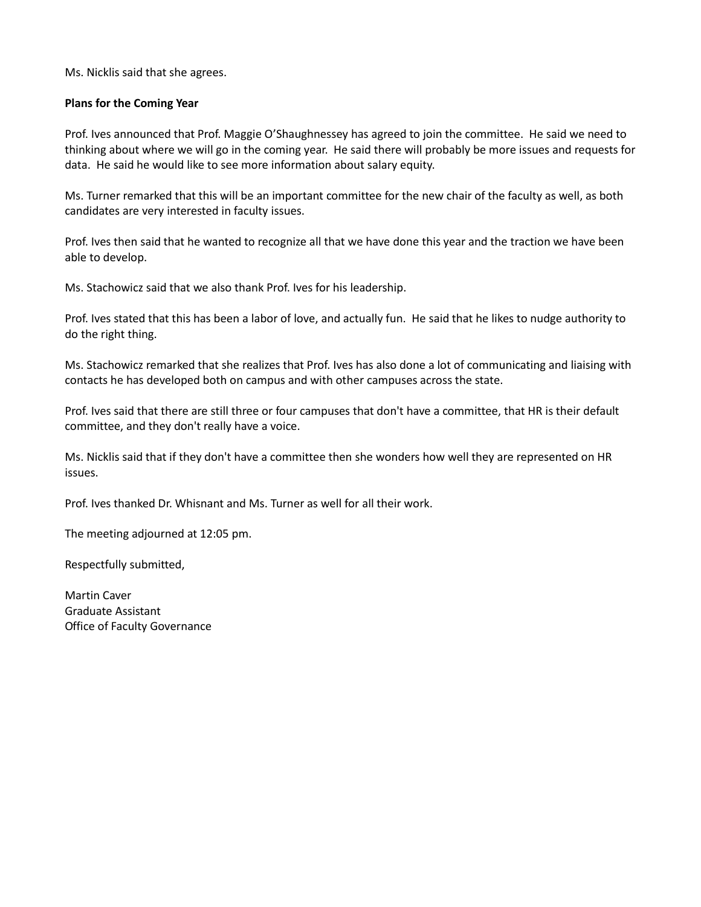Ms. Nicklis said that she agrees.

**Plans for the Coming Year**

Prof. Ives announced that Prof. Maggie O'Shaughnessey has agreed to join the committee. He said we need to thinking about where we will go in the coming year. He said there will probably be more issues and requests for data. He said he would like to see more information about salary equity.

Ms. Turner remarked that this will be an important committee for the new chair of the faculty as well, as both candidates are very interested in faculty issues.

Prof. Ives then said that he wanted to recognize all that we have done this year and the traction we have been able to develop.

Ms. Stachowicz said that we also thank Prof. Ives for his leadership.

Prof. Ives stated that this has been a labor of love, and actually fun. He said that he likes to nudge authority to do the right thing.

Ms. Stachowicz remarked that she realizes that Prof. Ives has also done a lot of communicating and liaising with contacts he has developed both on campus and with other campuses across the state.

Prof. Ives said that there are still three or four campuses that don't have a committee, that HR is their default committee, and they don't really have a voice.

Ms. Nicklis said that if they don't have a committee then she wonders how well they are represented on HR issues.

Prof. Ives thanked Dr. Whisnant and Ms. Turner as well for all their work.

The meeting adjourned at 12:05 pm.

Respectfully submitted,

Martin Caver
Graduate Assistant
Office of Faculty Governance